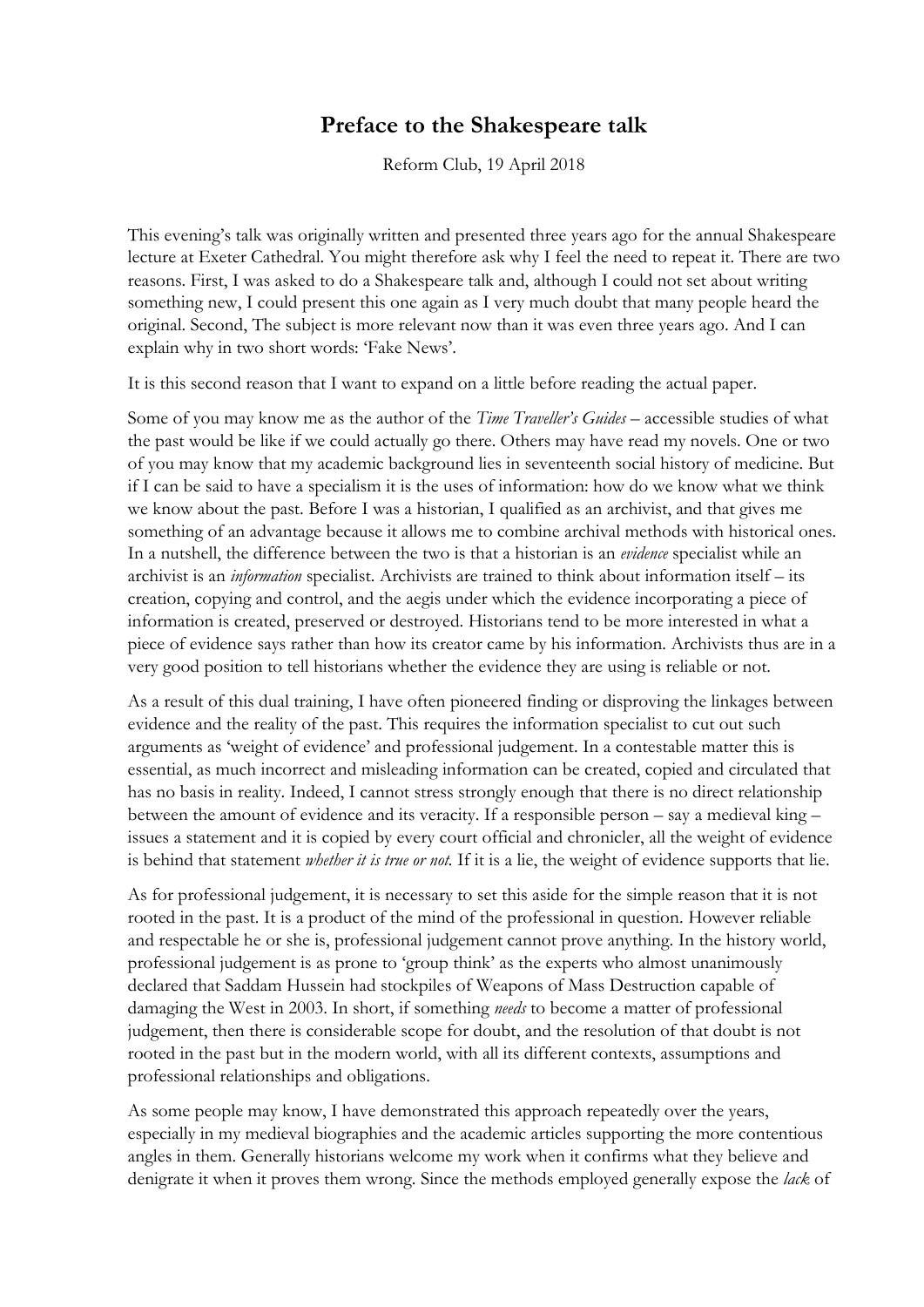# Preface to the Shakespeare talk

Reform Club, 19 April 2018

This evening's talk was originally written and presented three years ago for the annual Shakespeare lecture at Exeter Cathedral. You might therefore ask why I feel the need to repeat it. There are two reasons. First, I was asked to do a Shakespeare talk and, although I could not set about writing something new, I could present this one again as I very much doubt that many people heard the original. Second, The subject is more relevant now than it was even three years ago. And I can explain why in two short words: 'Fake News'.

It is this second reason that I want to expand on a little before reading the actual paper.

Some of you may know me as the author of the *Time Traveller's Guides* – accessible studies of what the past would be like if we could actually go there. Others may have read my novels. One or two of you may know that my academic background lies in seventeenth social history of medicine. But if I can be said to have a specialism it is the uses of information: how do we know what we think we know about the past. Before I was a historian, I qualified as an archivist, and that gives me something of an advantage because it allows me to combine archival methods with historical ones. In a nutshell, the difference between the two is that a historian is an *evidence* specialist while an archivist is an *information* specialist. Archivists are trained to think about information itself – its creation, copying and control, and the aegis under which the evidence incorporating a piece of information is created, preserved or destroyed. Historians tend to be more interested in what a piece of evidence says rather than how its creator came by his information. Archivists thus are in a very good position to tell historians whether the evidence they are using is reliable or not.

As a result of this dual training, I have often pioneered finding or disproving the linkages between evidence and the reality of the past. This requires the information specialist to cut out such arguments as 'weight of evidence' and professional judgement. In a contestable matter this is essential, as much incorrect and misleading information can be created, copied and circulated that has no basis in reality. Indeed, I cannot stress strongly enough that there is no direct relationship between the amount of evidence and its veracity. If a responsible person – say a medieval king – issues a statement and it is copied by every court official and chronicler, all the weight of evidence is behind that statement *whether it is true or not.* If it is a lie, the weight of evidence supports that lie.

As for professional judgement, it is necessary to set this aside for the simple reason that it is not rooted in the past. It is a product of the mind of the professional in question. However reliable and respectable he or she is, professional judgement cannot prove anything. In the history world, professional judgement is as prone to 'group think' as the experts who almost unanimously declared that Saddam Hussein had stockpiles of Weapons of Mass Destruction capable of damaging the West in 2003. In short, if something *needs* to become a matter of professional judgement, then there is considerable scope for doubt, and the resolution of that doubt is not rooted in the past but in the modern world, with all its different contexts, assumptions and professional relationships and obligations.

As some people may know, I have demonstrated this approach repeatedly over the years, especially in my medieval biographies and the academic articles supporting the more contentious angles in them. Generally historians welcome my work when it confirms what they believe and denigrate it when it proves them wrong. Since the methods employed generally expose the *lack* of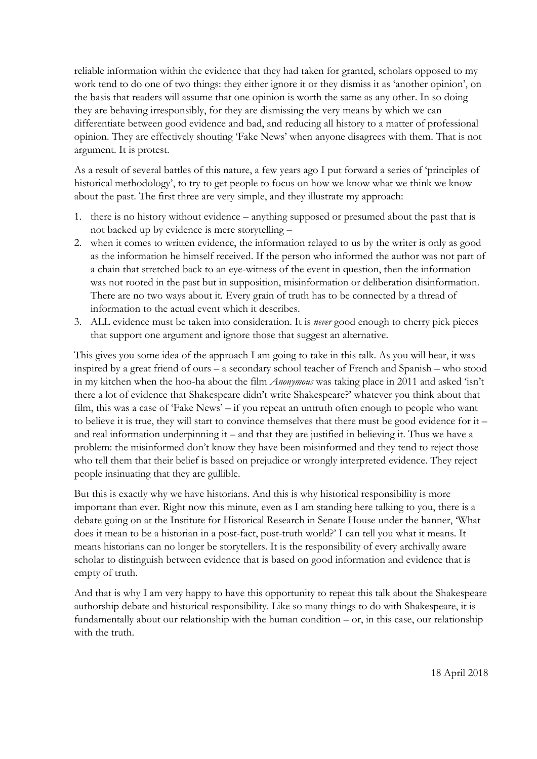reliable information within the evidence that they had taken for granted, scholars opposed to my work tend to do one of two things: they either ignore it or they dismiss it as 'another opinion', on the basis that readers will assume that one opinion is worth the same as any other. In so doing they are behaving irresponsibly, for they are dismissing the very means by which we can differentiate between good evidence and bad, and reducing all history to a matter of professional opinion. They are effectively shouting 'Fake News' when anyone disagrees with them. That is not argument. It is protest.

As a result of several battles of this nature, a few years ago I put forward a series of 'principles of historical methodology', to try to get people to focus on how we know what we think we know about the past. The first three are very simple, and they illustrate my approach:

1. there is no history without evidence – anything supposed or presumed about the past that is not backed up by evidence is mere storytelling –
2. when it comes to written evidence, the information relayed to us by the writer is only as good as the information he himself received. If the person who informed the author was not part of a chain that stretched back to an eye-witness of the event in question, then the information was not rooted in the past but in supposition, misinformation or deliberation disinformation. There are no two ways about it. Every grain of truth has to be connected by a thread of information to the actual event which it describes.
3. ALL evidence must be taken into consideration. It is *never* good enough to cherry pick pieces that support one argument and ignore those that suggest an alternative.

This gives you some idea of the approach I am going to take in this talk. As you will hear, it was inspired by a great friend of ours – a secondary school teacher of French and Spanish – who stood in my kitchen when the hoo-ha about the film *Anonymous* was taking place in 2011 and asked 'isn't there a lot of evidence that Shakespeare didn't write Shakespeare?' whatever you think about that film, this was a case of 'Fake News' – if you repeat an untruth often enough to people who want to believe it is true, they will start to convince themselves that there must be good evidence for it – and real information underpinning it – and that they are justified in believing it. Thus we have a problem: the misinformed don't know they have been misinformed and they tend to reject those who tell them that their belief is based on prejudice or wrongly interpreted evidence. They reject people insinuating that they are gullible.

But this is exactly why we have historians. And this is why historical responsibility is more important than ever. Right now this minute, even as I am standing here talking to you, there is a debate going on at the Institute for Historical Research in Senate House under the banner, 'What does it mean to be a historian in a post-fact, post-truth world?' I can tell you what it means. It means historians can no longer be storytellers. It is the responsibility of every archivally aware scholar to distinguish between evidence that is based on good information and evidence that is empty of truth.

And that is why I am very happy to have this opportunity to repeat this talk about the Shakespeare authorship debate and historical responsibility. Like so many things to do with Shakespeare, it is fundamentally about our relationship with the human condition – or, in this case, our relationship with the truth.

18 April 2018